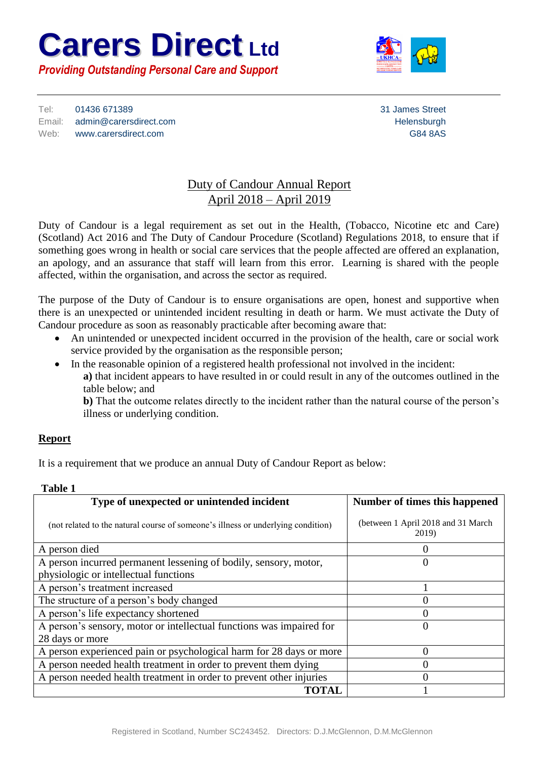# Carers Direct Ltd

*Providing Outstanding Personal Care and Support*

Tel: 01436 671389
Email: admin@carersdirect.com
Web: www.carersdirect.com

31 James Street
Helensburgh
G84 8AS

## Duty of Candour Annual Report
## April 2018 – April 2019

Duty of Candour is a legal requirement as set out in the Health, (Tobacco, Nicotine etc and Care) (Scotland) Act 2016 and The Duty of Candour Procedure (Scotland) Regulations 2018, to ensure that if something goes wrong in health or social care services that the people affected are offered an explanation, an apology, and an assurance that staff will learn from this error. Learning is shared with the people affected, within the organisation, and across the sector as required.

The purpose of the Duty of Candour is to ensure organisations are open, honest and supportive when there is an unexpected or unintended incident resulting in death or harm. We must activate the Duty of Candour procedure as soon as reasonably practicable after becoming aware that:

- An unintended or unexpected incident occurred in the provision of the health, care or social work service provided by the organisation as the responsible person;
- In the reasonable opinion of a registered health professional not involved in the incident:
  **a)** that incident appears to have resulted in or could result in any of the outcomes outlined in the table below; and
  **b)** That the outcome relates directly to the incident rather than the natural course of the person's illness or underlying condition.

**Report**

It is a requirement that we produce an annual Duty of Candour Report as below:

**Table 1**

| **Type of unexpected or unintended incident** (not related to the natural course of someone's illness or underlying condition) | **Number of times this happened** (between 1 April 2018 and 31 March 2019) |
|---|---|
| A person died | 0 |
| A person incurred permanent lessening of bodily, sensory, motor, physiologic or intellectual functions | 0 |
| A person's treatment increased | 1 |
| The structure of a person's body changed | 0 |
| A person's life expectancy shortened | 0 |
| A person's sensory, motor or intellectual functions was impaired for 28 days or more | 0 |
| A person experienced pain or psychological harm for 28 days or more | 0 |
| A person needed health treatment in order to prevent them dying | 0 |
| A person needed health treatment in order to prevent other injuries | 0 |
| **TOTAL** | 1 |

Registered in Scotland, Number SC243452. Directors: D.J.McGlennon, D.M.McGlennon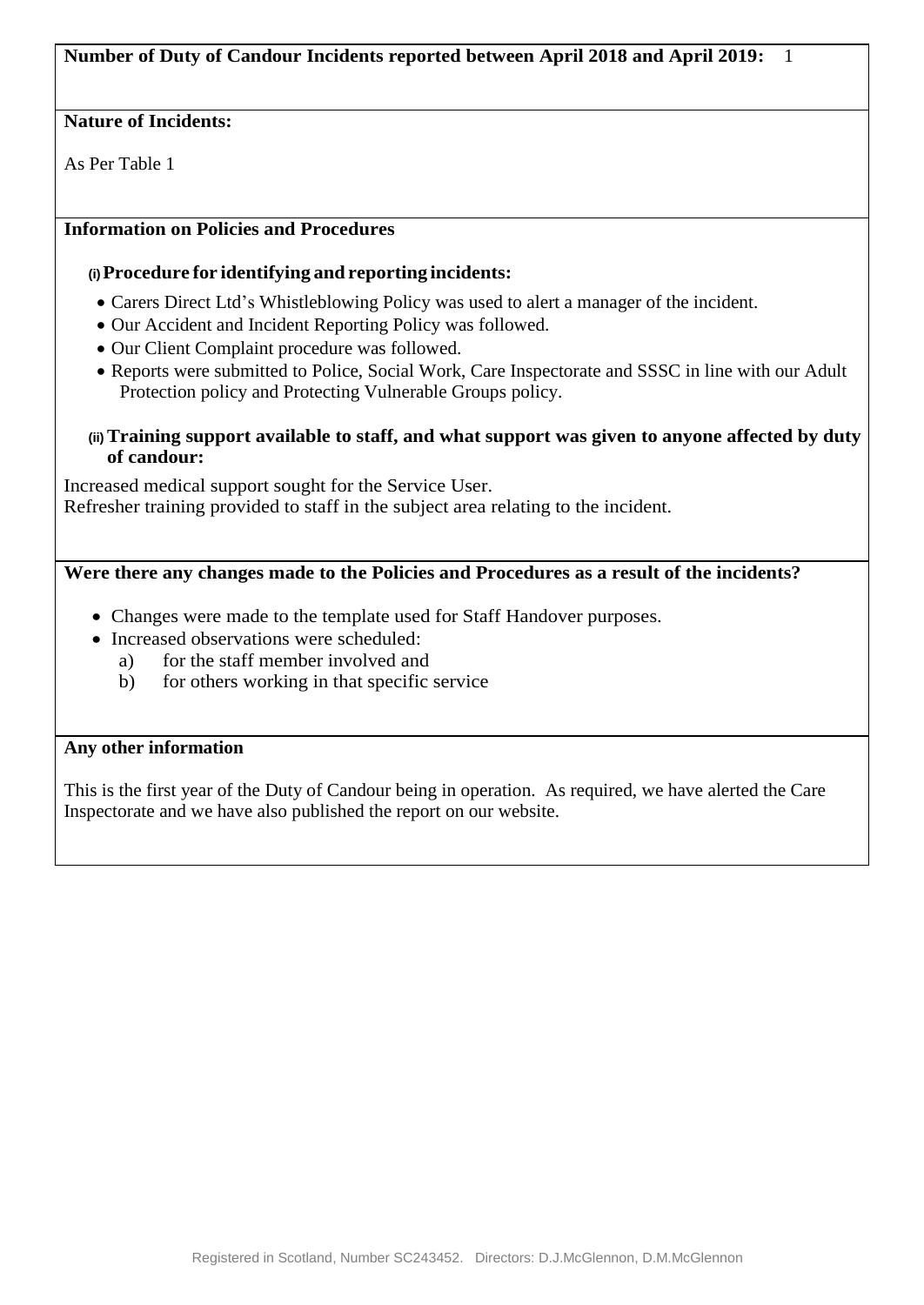**Number of Duty of Candour Incidents reported between April 2018 and April 2019:** 1

**Nature of Incidents:**

As Per Table 1

**Information on Policies and Procedures**

**(i) Procedure for identifying and reporting incidents:**

- Carers Direct Ltd's Whistleblowing Policy was used to alert a manager of the incident.
- Our Accident and Incident Reporting Policy was followed.
- Our Client Complaint procedure was followed.
- Reports were submitted to Police, Social Work, Care Inspectorate and SSSC in line with our Adult Protection policy and Protecting Vulnerable Groups policy.

**(ii) Training support available to staff, and what support was given to anyone affected by duty of candour:**

Increased medical support sought for the Service User.
Refresher training provided to staff in the subject area relating to the incident.

**Were there any changes made to the Policies and Procedures as a result of the incidents?**

- Changes were made to the template used for Staff Handover purposes.
- Increased observations were scheduled:
  a) for the staff member involved and
  b) for others working in that specific service

**Any other information**

This is the first year of the Duty of Candour being in operation. As required, we have alerted the Care Inspectorate and we have also published the report on our website.